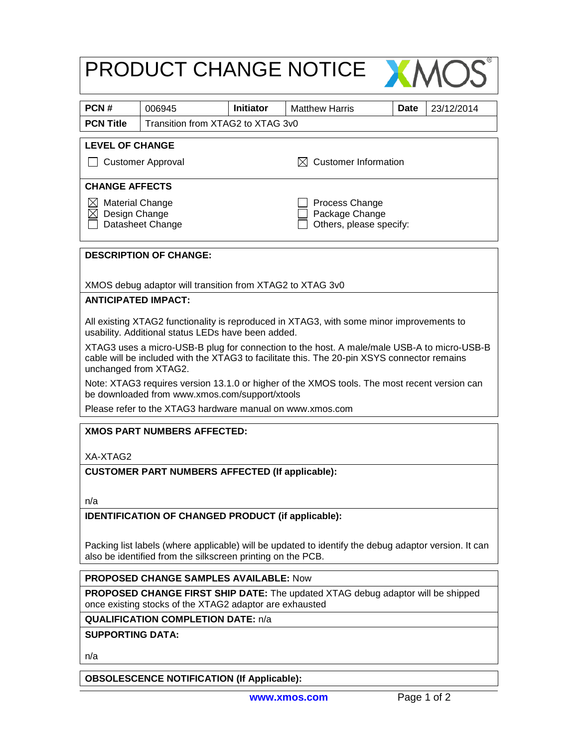# PRODUCT CHANGE NOTICE

| **PCN #** | 006945 | **Initiator** | Matthew Harris | **Date** | 23/12/2014 |
|---|---|---|---|---|---|
| **PCN Title** | Transition from XTAG2 to XTAG 3v0 | | | | |

**LEVEL OF CHANGE**

☐ Customer Approval

☒ Customer Information

**CHANGE AFFECTS**

☒ Material Change
☒ Design Change
☐ Datasheet Change
☐ Process Change
☐ Package Change
☐ Others, please specify:

**DESCRIPTION OF CHANGE:**

XMOS debug adaptor will transition from XTAG2 to XTAG 3v0

**ANTICIPATED IMPACT:**

All existing XTAG2 functionality is reproduced in XTAG3, with some minor improvements to usability. Additional status LEDs have been added.

XTAG3 uses a micro-USB-B plug for connection to the host. A male/male USB-A to micro-USB-B cable will be included with the XTAG3 to facilitate this. The 20-pin XSYS connector remains unchanged from XTAG2.

Note: XTAG3 requires version 13.1.0 or higher of the XMOS tools. The most recent version can be downloaded from www.xmos.com/support/xtools

Please refer to the XTAG3 hardware manual on www.xmos.com

**XMOS PART NUMBERS AFFECTED:**

XA-XTAG2

**CUSTOMER PART NUMBERS AFFECTED (If applicable):**

n/a

**IDENTIFICATION OF CHANGED PRODUCT (if applicable):**

Packing list labels (where applicable) will be updated to identify the debug adaptor version. It can also be identified from the silkscreen printing on the PCB.

**PROPOSED CHANGE SAMPLES AVAILABLE:** Now

**PROPOSED CHANGE FIRST SHIP DATE:** The updated XTAG debug adaptor will be shipped once existing stocks of the XTAG2 adaptor are exhausted

**QUALIFICATION COMPLETION DATE:** n/a

**SUPPORTING DATA:**

n/a

**OBSOLESCENCE NOTIFICATION (If Applicable):**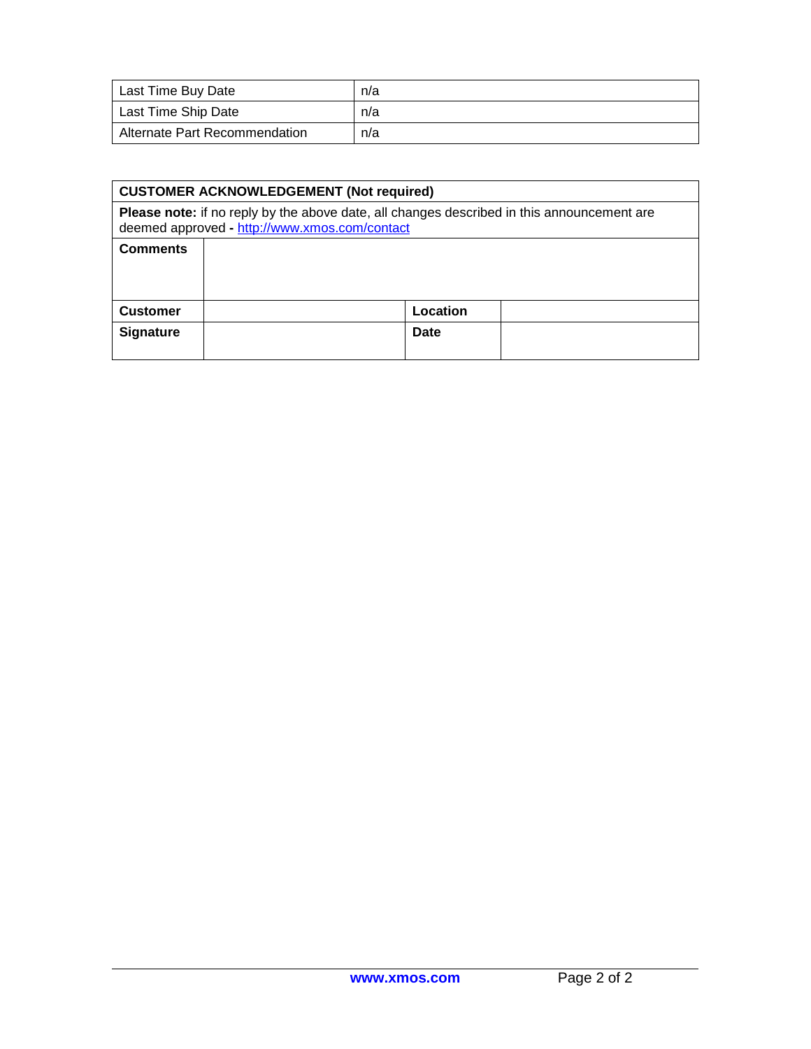| | |
|---|---|
| Last Time Buy Date | n/a |
| Last Time Ship Date | n/a |
| Alternate Part Recommendation | n/a |

| **CUSTOMER ACKNOWLEDGEMENT (Not required)** | | | |
|---|---|---|---|
| **Please note:** if no reply by the above date, all changes described in this announcement are deemed approved **-** http://www.xmos.com/contact | | | |
| **Comments** | | | |
| **Customer** | | **Location** | |
| **Signature** | | **Date** | |